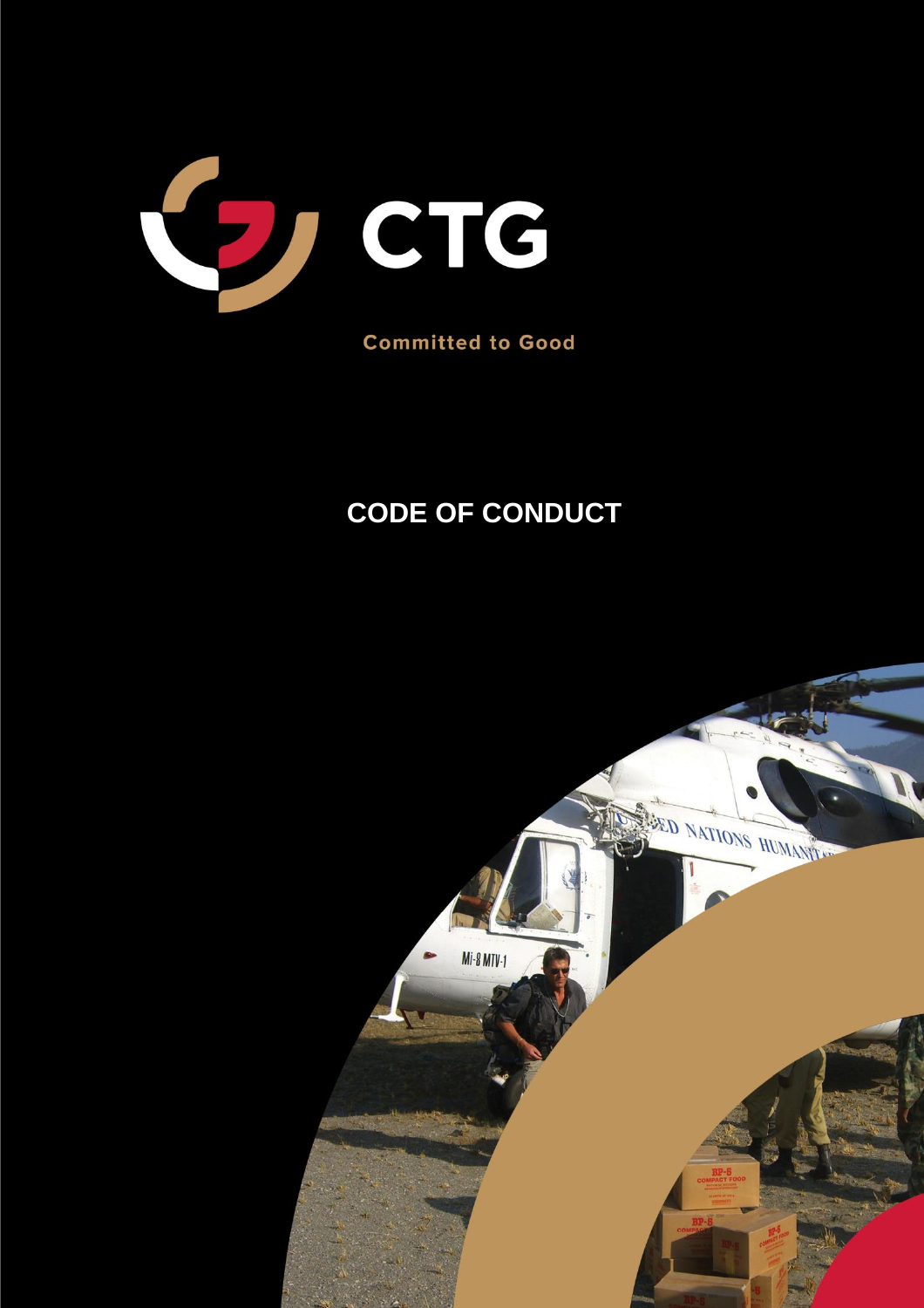CTG

Committed to Good

# CODE OF CONDUCT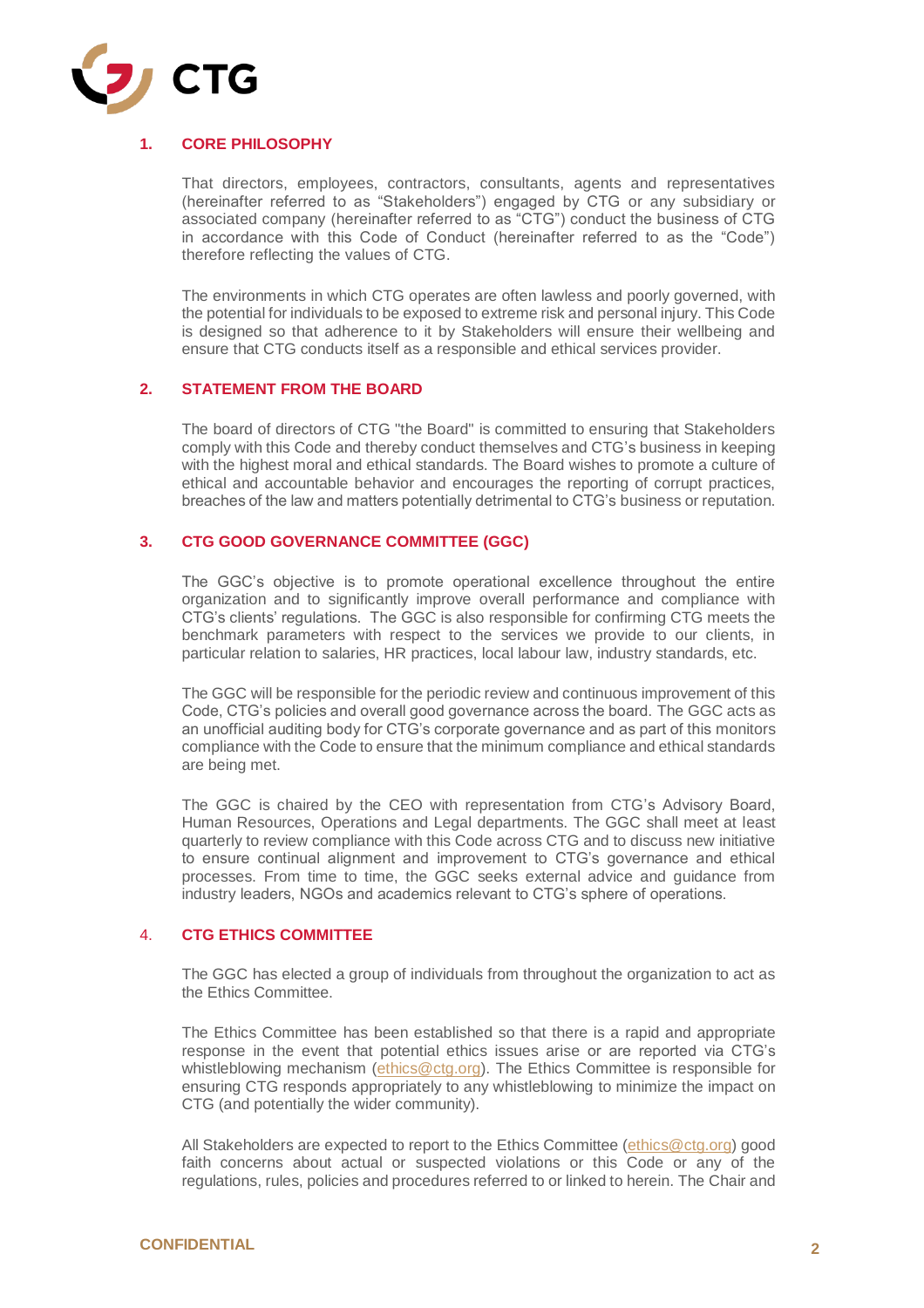## 1. CORE PHILOSOPHY

That directors, employees, contractors, consultants, agents and representatives (hereinafter referred to as "Stakeholders") engaged by CTG or any subsidiary or associated company (hereinafter referred to as "CTG") conduct the business of CTG in accordance with this Code of Conduct (hereinafter referred to as the "Code") therefore reflecting the values of CTG.

The environments in which CTG operates are often lawless and poorly governed, with the potential for individuals to be exposed to extreme risk and personal injury. This Code is designed so that adherence to it by Stakeholders will ensure their wellbeing and ensure that CTG conducts itself as a responsible and ethical services provider.

## 2. STATEMENT FROM THE BOARD

The board of directors of CTG "the Board" is committed to ensuring that Stakeholders comply with this Code and thereby conduct themselves and CTG's business in keeping with the highest moral and ethical standards. The Board wishes to promote a culture of ethical and accountable behavior and encourages the reporting of corrupt practices, breaches of the law and matters potentially detrimental to CTG's business or reputation.

## 3. CTG GOOD GOVERNANCE COMMITTEE (GGC)

The GGC's objective is to promote operational excellence throughout the entire organization and to significantly improve overall performance and compliance with CTG's clients' regulations. The GGC is also responsible for confirming CTG meets the benchmark parameters with respect to the services we provide to our clients, in particular relation to salaries, HR practices, local labour law, industry standards, etc.

The GGC will be responsible for the periodic review and continuous improvement of this Code, CTG's policies and overall good governance across the board. The GGC acts as an unofficial auditing body for CTG's corporate governance and as part of this monitors compliance with the Code to ensure that the minimum compliance and ethical standards are being met.

The GGC is chaired by the CEO with representation from CTG's Advisory Board, Human Resources, Operations and Legal departments. The GGC shall meet at least quarterly to review compliance with this Code across CTG and to discuss new initiative to ensure continual alignment and improvement to CTG's governance and ethical processes. From time to time, the GGC seeks external advice and guidance from industry leaders, NGOs and academics relevant to CTG's sphere of operations.

## 4. CTG ETHICS COMMITTEE

The GGC has elected a group of individuals from throughout the organization to act as the Ethics Committee.

The Ethics Committee has been established so that there is a rapid and appropriate response in the event that potential ethics issues arise or are reported via CTG's whistleblowing mechanism (ethics@ctg.org). The Ethics Committee is responsible for ensuring CTG responds appropriately to any whistleblowing to minimize the impact on CTG (and potentially the wider community).

All Stakeholders are expected to report to the Ethics Committee (ethics@ctg.org) good faith concerns about actual or suspected violations or this Code or any of the regulations, rules, policies and procedures referred to or linked to herein. The Chair and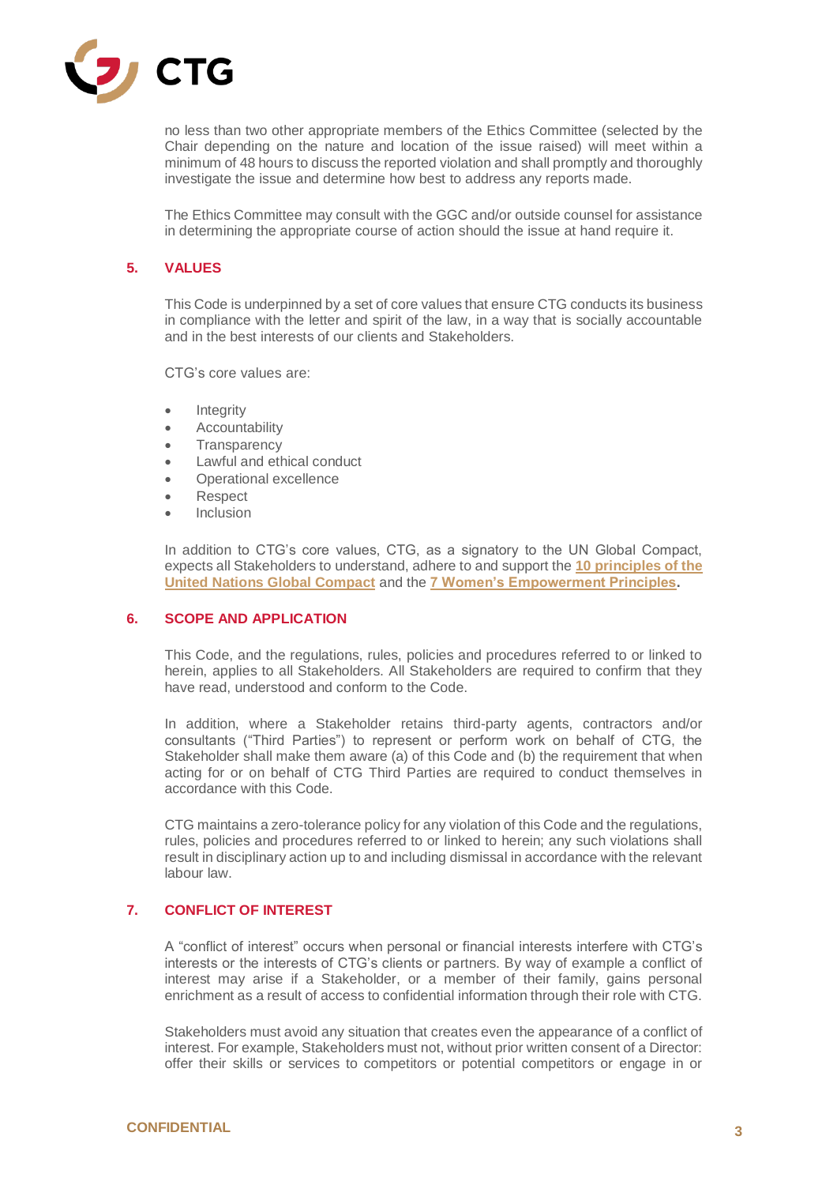no less than two other appropriate members of the Ethics Committee (selected by the Chair depending on the nature and location of the issue raised) will meet within a minimum of 48 hours to discuss the reported violation and shall promptly and thoroughly investigate the issue and determine how best to address any reports made.

The Ethics Committee may consult with the GGC and/or outside counsel for assistance in determining the appropriate course of action should the issue at hand require it.

## 5. VALUES

This Code is underpinned by a set of core values that ensure CTG conducts its business in compliance with the letter and spirit of the law, in a way that is socially accountable and in the best interests of our clients and Stakeholders.

CTG's core values are:

- Integrity
- Accountability
- Transparency
- Lawful and ethical conduct
- Operational excellence
- Respect
- Inclusion

In addition to CTG's core values, CTG, as a signatory to the UN Global Compact, expects all Stakeholders to understand, adhere to and support the **10 principles of the United Nations Global Compact** and the **7 Women's Empowerment Principles**.

## 6. SCOPE AND APPLICATION

This Code, and the regulations, rules, policies and procedures referred to or linked to herein, applies to all Stakeholders. All Stakeholders are required to confirm that they have read, understood and conform to the Code.

In addition, where a Stakeholder retains third-party agents, contractors and/or consultants ("Third Parties") to represent or perform work on behalf of CTG, the Stakeholder shall make them aware (a) of this Code and (b) the requirement that when acting for or on behalf of CTG Third Parties are required to conduct themselves in accordance with this Code.

CTG maintains a zero-tolerance policy for any violation of this Code and the regulations, rules, policies and procedures referred to or linked to herein; any such violations shall result in disciplinary action up to and including dismissal in accordance with the relevant labour law.

## 7. CONFLICT OF INTEREST

A "conflict of interest" occurs when personal or financial interests interfere with CTG's interests or the interests of CTG's clients or partners. By way of example a conflict of interest may arise if a Stakeholder, or a member of their family, gains personal enrichment as a result of access to confidential information through their role with CTG.

Stakeholders must avoid any situation that creates even the appearance of a conflict of interest. For example, Stakeholders must not, without prior written consent of a Director: offer their skills or services to competitors or potential competitors or engage in or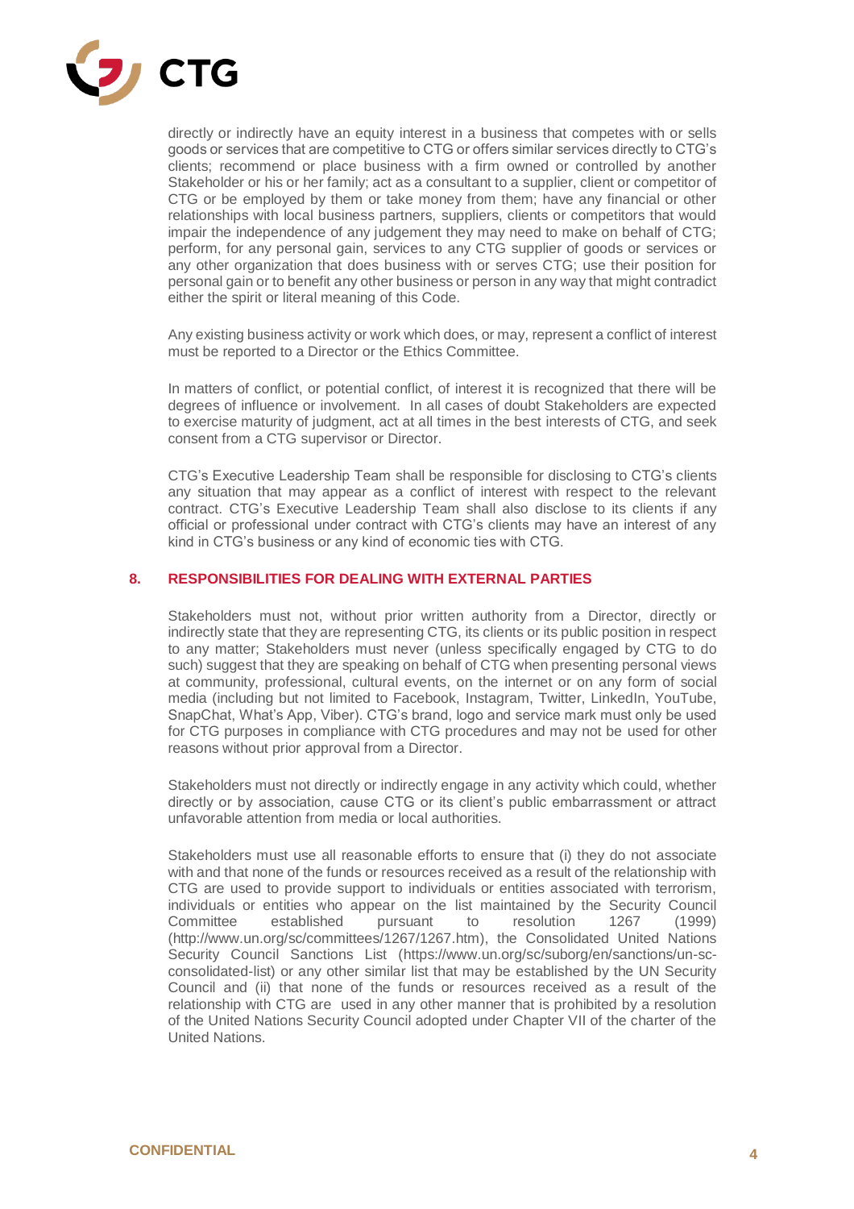directly or indirectly have an equity interest in a business that competes with or sells goods or services that are competitive to CTG or offers similar services directly to CTG's clients; recommend or place business with a firm owned or controlled by another Stakeholder or his or her family; act as a consultant to a supplier, client or competitor of CTG or be employed by them or take money from them; have any financial or other relationships with local business partners, suppliers, clients or competitors that would impair the independence of any judgement they may need to make on behalf of CTG; perform, for any personal gain, services to any CTG supplier of goods or services or any other organization that does business with or serves CTG; use their position for personal gain or to benefit any other business or person in any way that might contradict either the spirit or literal meaning of this Code.

Any existing business activity or work which does, or may, represent a conflict of interest must be reported to a Director or the Ethics Committee.

In matters of conflict, or potential conflict, of interest it is recognized that there will be degrees of influence or involvement. In all cases of doubt Stakeholders are expected to exercise maturity of judgment, act at all times in the best interests of CTG, and seek consent from a CTG supervisor or Director.

CTG's Executive Leadership Team shall be responsible for disclosing to CTG's clients any situation that may appear as a conflict of interest with respect to the relevant contract. CTG's Executive Leadership Team shall also disclose to its clients if any official or professional under contract with CTG's clients may have an interest of any kind in CTG's business or any kind of economic ties with CTG.

## 8. RESPONSIBILITIES FOR DEALING WITH EXTERNAL PARTIES

Stakeholders must not, without prior written authority from a Director, directly or indirectly state that they are representing CTG, its clients or its public position in respect to any matter; Stakeholders must never (unless specifically engaged by CTG to do such) suggest that they are speaking on behalf of CTG when presenting personal views at community, professional, cultural events, on the internet or on any form of social media (including but not limited to Facebook, Instagram, Twitter, LinkedIn, YouTube, SnapChat, What's App, Viber). CTG's brand, logo and service mark must only be used for CTG purposes in compliance with CTG procedures and may not be used for other reasons without prior approval from a Director.

Stakeholders must not directly or indirectly engage in any activity which could, whether directly or by association, cause CTG or its client's public embarrassment or attract unfavorable attention from media or local authorities.

Stakeholders must use all reasonable efforts to ensure that (i) they do not associate with and that none of the funds or resources received as a result of the relationship with CTG are used to provide support to individuals or entities associated with terrorism, individuals or entities who appear on the list maintained by the Security Council Committee established pursuant to resolution 1267 (1999) (http://www.un.org/sc/committees/1267/1267.htm), the Consolidated United Nations Security Council Sanctions List (https://www.un.org/sc/suborg/en/sanctions/un-sc-consolidated-list) or any other similar list that may be established by the UN Security Council and (ii) that none of the funds or resources received as a result of the relationship with CTG are used in any other manner that is prohibited by a resolution of the United Nations Security Council adopted under Chapter VII of the charter of the United Nations.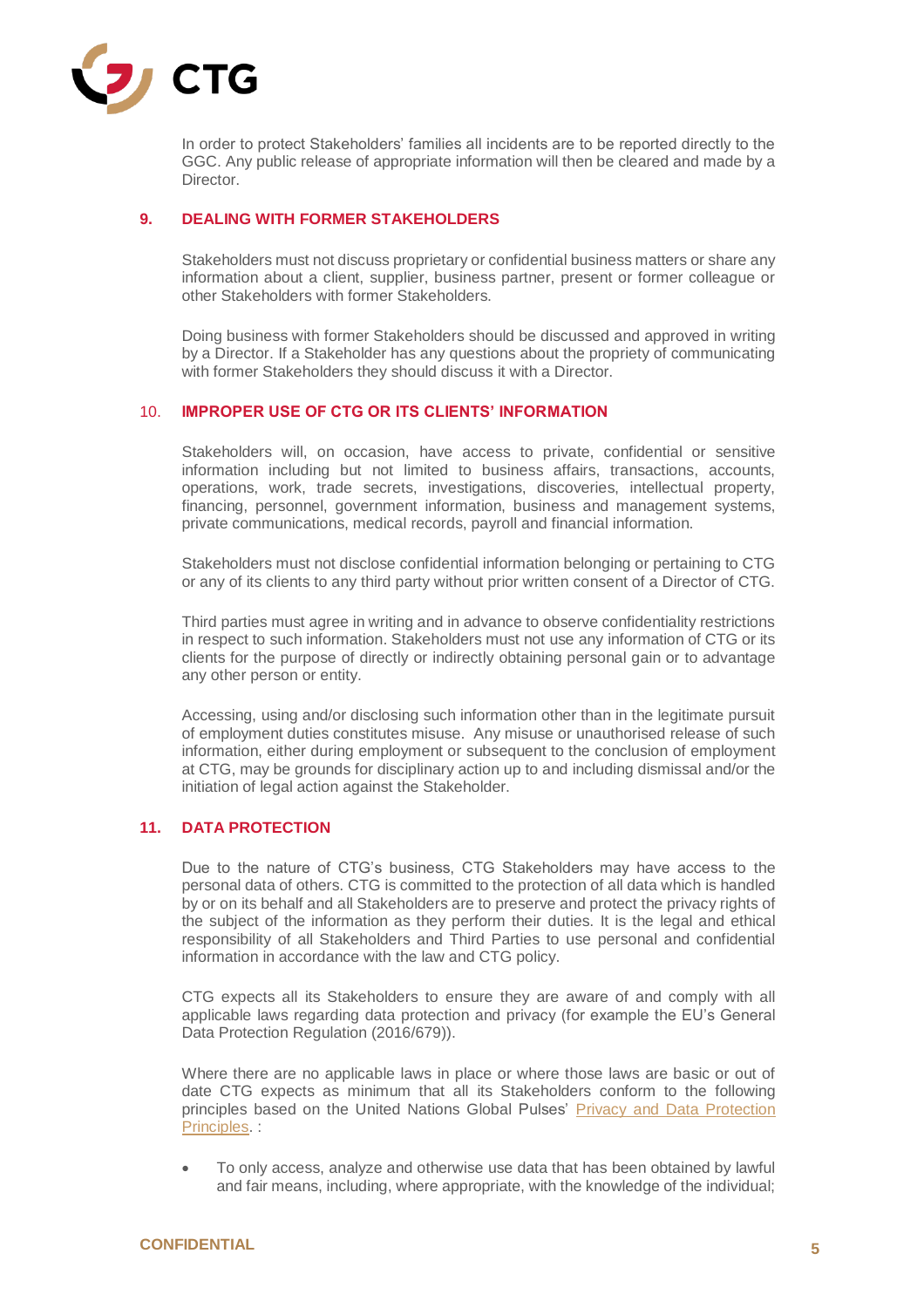In order to protect Stakeholders' families all incidents are to be reported directly to the GGC. Any public release of appropriate information will then be cleared and made by a Director.

## 9. DEALING WITH FORMER STAKEHOLDERS

Stakeholders must not discuss proprietary or confidential business matters or share any information about a client, supplier, business partner, present or former colleague or other Stakeholders with former Stakeholders.

Doing business with former Stakeholders should be discussed and approved in writing by a Director. If a Stakeholder has any questions about the propriety of communicating with former Stakeholders they should discuss it with a Director.

## 10. IMPROPER USE OF CTG OR ITS CLIENTS' INFORMATION

Stakeholders will, on occasion, have access to private, confidential or sensitive information including but not limited to business affairs, transactions, accounts, operations, work, trade secrets, investigations, discoveries, intellectual property, financing, personnel, government information, business and management systems, private communications, medical records, payroll and financial information.

Stakeholders must not disclose confidential information belonging or pertaining to CTG or any of its clients to any third party without prior written consent of a Director of CTG.

Third parties must agree in writing and in advance to observe confidentiality restrictions in respect to such information. Stakeholders must not use any information of CTG or its clients for the purpose of directly or indirectly obtaining personal gain or to advantage any other person or entity.

Accessing, using and/or disclosing such information other than in the legitimate pursuit of employment duties constitutes misuse. Any misuse or unauthorised release of such information, either during employment or subsequent to the conclusion of employment at CTG, may be grounds for disciplinary action up to and including dismissal and/or the initiation of legal action against the Stakeholder.

## 11. DATA PROTECTION

Due to the nature of CTG's business, CTG Stakeholders may have access to the personal data of others. CTG is committed to the protection of all data which is handled by or on its behalf and all Stakeholders are to preserve and protect the privacy rights of the subject of the information as they perform their duties. It is the legal and ethical responsibility of all Stakeholders and Third Parties to use personal and confidential information in accordance with the law and CTG policy.

CTG expects all its Stakeholders to ensure they are aware of and comply with all applicable laws regarding data protection and privacy (for example the EU's General Data Protection Regulation (2016/679)).

Where there are no applicable laws in place or where those laws are basic or out of date CTG expects as minimum that all its Stakeholders conform to the following principles based on the United Nations Global Pulses' Privacy and Data Protection Principles. :

- To only access, analyze and otherwise use data that has been obtained by lawful and fair means, including, where appropriate, with the knowledge of the individual;

CONFIDENTIAL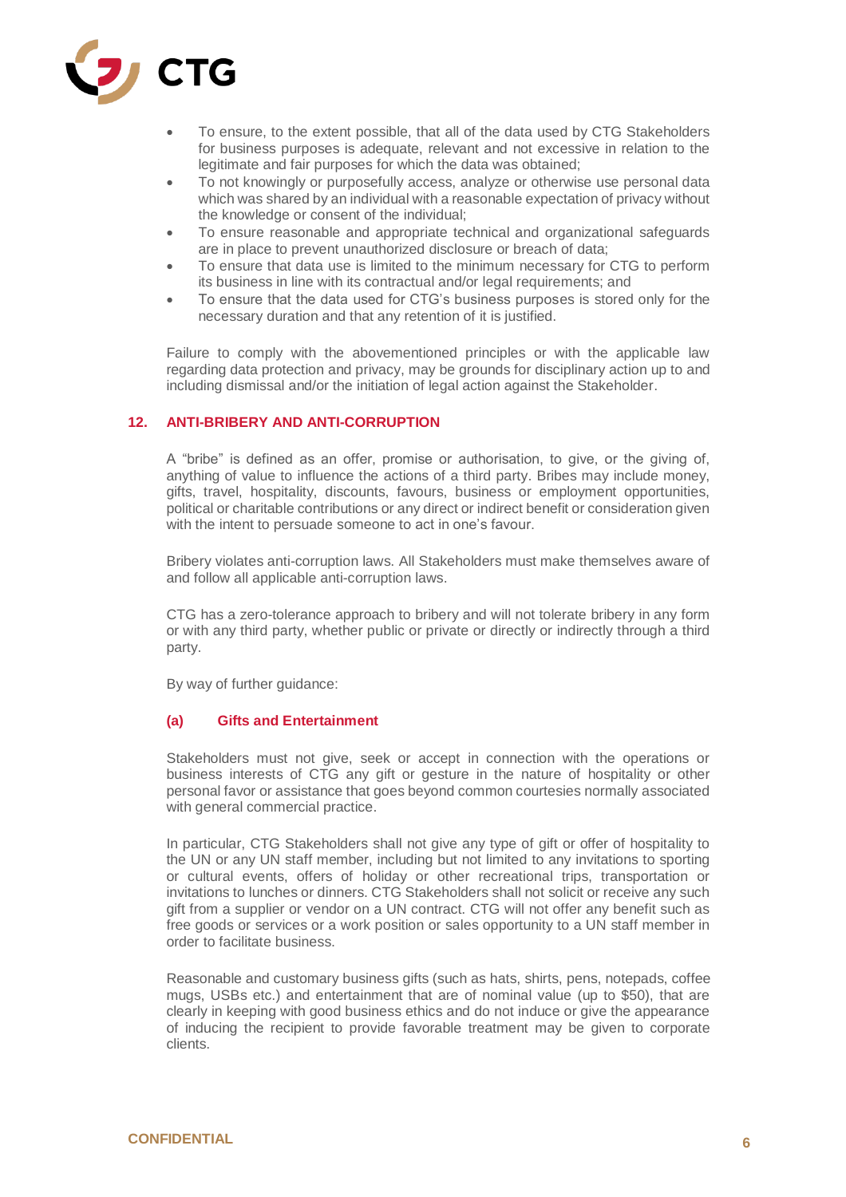- To ensure, to the extent possible, that all of the data used by CTG Stakeholders for business purposes is adequate, relevant and not excessive in relation to the legitimate and fair purposes for which the data was obtained;
- To not knowingly or purposefully access, analyze or otherwise use personal data which was shared by an individual with a reasonable expectation of privacy without the knowledge or consent of the individual;
- To ensure reasonable and appropriate technical and organizational safeguards are in place to prevent unauthorized disclosure or breach of data;
- To ensure that data use is limited to the minimum necessary for CTG to perform its business in line with its contractual and/or legal requirements; and
- To ensure that the data used for CTG's business purposes is stored only for the necessary duration and that any retention of it is justified.

Failure to comply with the abovementioned principles or with the applicable law regarding data protection and privacy, may be grounds for disciplinary action up to and including dismissal and/or the initiation of legal action against the Stakeholder.

## 12. ANTI-BRIBERY AND ANTI-CORRUPTION

A "bribe" is defined as an offer, promise or authorisation, to give, or the giving of, anything of value to influence the actions of a third party. Bribes may include money, gifts, travel, hospitality, discounts, favours, business or employment opportunities, political or charitable contributions or any direct or indirect benefit or consideration given with the intent to persuade someone to act in one's favour.

Bribery violates anti-corruption laws. All Stakeholders must make themselves aware of and follow all applicable anti-corruption laws.

CTG has a zero-tolerance approach to bribery and will not tolerate bribery in any form or with any third party, whether public or private or directly or indirectly through a third party.

By way of further guidance:

### (a) Gifts and Entertainment

Stakeholders must not give, seek or accept in connection with the operations or business interests of CTG any gift or gesture in the nature of hospitality or other personal favor or assistance that goes beyond common courtesies normally associated with general commercial practice.

In particular, CTG Stakeholders shall not give any type of gift or offer of hospitality to the UN or any UN staff member, including but not limited to any invitations to sporting or cultural events, offers of holiday or other recreational trips, transportation or invitations to lunches or dinners. CTG Stakeholders shall not solicit or receive any such gift from a supplier or vendor on a UN contract. CTG will not offer any benefit such as free goods or services or a work position or sales opportunity to a UN staff member in order to facilitate business.

Reasonable and customary business gifts (such as hats, shirts, pens, notepads, coffee mugs, USBs etc.) and entertainment that are of nominal value (up to $50), that are clearly in keeping with good business ethics and do not induce or give the appearance of inducing the recipient to provide favorable treatment may be given to corporate clients.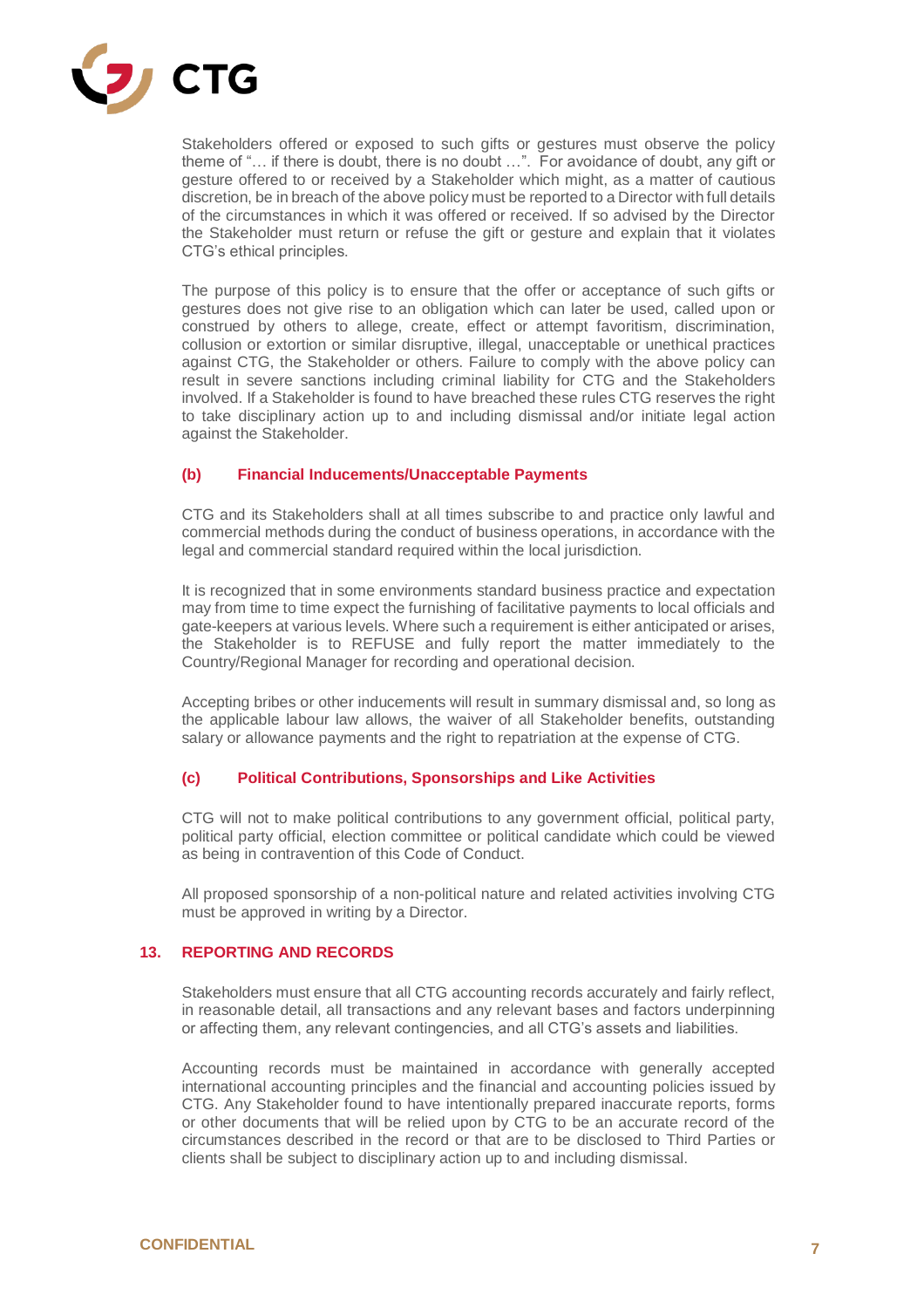Stakeholders offered or exposed to such gifts or gestures must observe the policy theme of "… if there is doubt, there is no doubt …". For avoidance of doubt, any gift or gesture offered to or received by a Stakeholder which might, as a matter of cautious discretion, be in breach of the above policy must be reported to a Director with full details of the circumstances in which it was offered or received. If so advised by the Director the Stakeholder must return or refuse the gift or gesture and explain that it violates CTG's ethical principles.

The purpose of this policy is to ensure that the offer or acceptance of such gifts or gestures does not give rise to an obligation which can later be used, called upon or construed by others to allege, create, effect or attempt favoritism, discrimination, collusion or extortion or similar disruptive, illegal, unacceptable or unethical practices against CTG, the Stakeholder or others. Failure to comply with the above policy can result in severe sanctions including criminal liability for CTG and the Stakeholders involved. If a Stakeholder is found to have breached these rules CTG reserves the right to take disciplinary action up to and including dismissal and/or initiate legal action against the Stakeholder.

### (b) Financial Inducements/Unacceptable Payments

CTG and its Stakeholders shall at all times subscribe to and practice only lawful and commercial methods during the conduct of business operations, in accordance with the legal and commercial standard required within the local jurisdiction.

It is recognized that in some environments standard business practice and expectation may from time to time expect the furnishing of facilitative payments to local officials and gate-keepers at various levels. Where such a requirement is either anticipated or arises, the Stakeholder is to REFUSE and fully report the matter immediately to the Country/Regional Manager for recording and operational decision.

Accepting bribes or other inducements will result in summary dismissal and, so long as the applicable labour law allows, the waiver of all Stakeholder benefits, outstanding salary or allowance payments and the right to repatriation at the expense of CTG.

### (c) Political Contributions, Sponsorships and Like Activities

CTG will not to make political contributions to any government official, political party, political party official, election committee or political candidate which could be viewed as being in contravention of this Code of Conduct.

All proposed sponsorship of a non-political nature and related activities involving CTG must be approved in writing by a Director.

## 13. REPORTING AND RECORDS

Stakeholders must ensure that all CTG accounting records accurately and fairly reflect, in reasonable detail, all transactions and any relevant bases and factors underpinning or affecting them, any relevant contingencies, and all CTG's assets and liabilities.

Accounting records must be maintained in accordance with generally accepted international accounting principles and the financial and accounting policies issued by CTG. Any Stakeholder found to have intentionally prepared inaccurate reports, forms or other documents that will be relied upon by CTG to be an accurate record of the circumstances described in the record or that are to be disclosed to Third Parties or clients shall be subject to disciplinary action up to and including dismissal.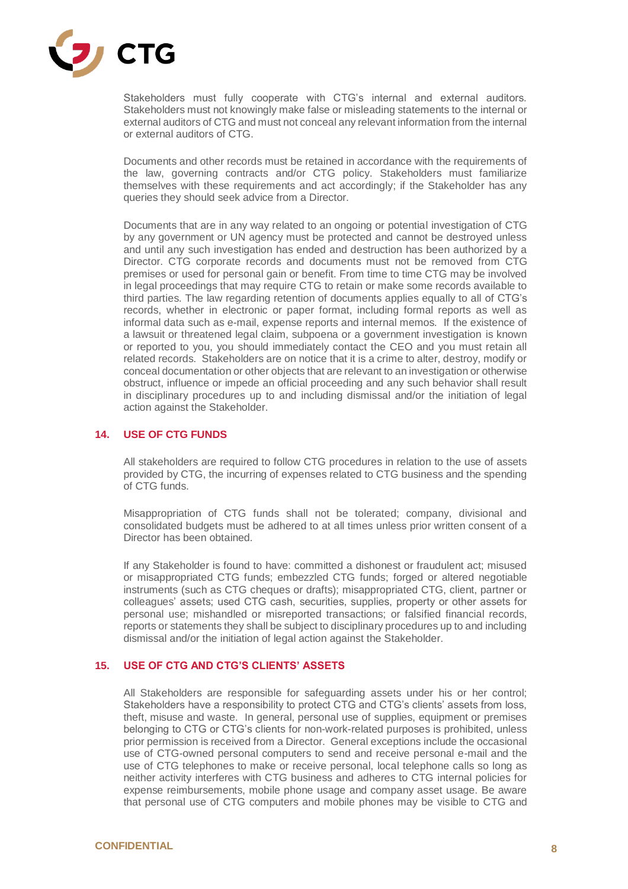Stakeholders must fully cooperate with CTG's internal and external auditors. Stakeholders must not knowingly make false or misleading statements to the internal or external auditors of CTG and must not conceal any relevant information from the internal or external auditors of CTG.

Documents and other records must be retained in accordance with the requirements of the law, governing contracts and/or CTG policy. Stakeholders must familiarize themselves with these requirements and act accordingly; if the Stakeholder has any queries they should seek advice from a Director.

Documents that are in any way related to an ongoing or potential investigation of CTG by any government or UN agency must be protected and cannot be destroyed unless and until any such investigation has ended and destruction has been authorized by a Director. CTG corporate records and documents must not be removed from CTG premises or used for personal gain or benefit. From time to time CTG may be involved in legal proceedings that may require CTG to retain or make some records available to third parties. The law regarding retention of documents applies equally to all of CTG's records, whether in electronic or paper format, including formal reports as well as informal data such as e-mail, expense reports and internal memos. If the existence of a lawsuit or threatened legal claim, subpoena or a government investigation is known or reported to you, you should immediately contact the CEO and you must retain all related records. Stakeholders are on notice that it is a crime to alter, destroy, modify or conceal documentation or other objects that are relevant to an investigation or otherwise obstruct, influence or impede an official proceeding and any such behavior shall result in disciplinary procedures up to and including dismissal and/or the initiation of legal action against the Stakeholder.

## 14. USE OF CTG FUNDS

All stakeholders are required to follow CTG procedures in relation to the use of assets provided by CTG, the incurring of expenses related to CTG business and the spending of CTG funds.

Misappropriation of CTG funds shall not be tolerated; company, divisional and consolidated budgets must be adhered to at all times unless prior written consent of a Director has been obtained.

If any Stakeholder is found to have: committed a dishonest or fraudulent act; misused or misappropriated CTG funds; embezzled CTG funds; forged or altered negotiable instruments (such as CTG cheques or drafts); misappropriated CTG, client, partner or colleagues' assets; used CTG cash, securities, supplies, property or other assets for personal use; mishandled or misreported transactions; or falsified financial records, reports or statements they shall be subject to disciplinary procedures up to and including dismissal and/or the initiation of legal action against the Stakeholder.

## 15. USE OF CTG AND CTG'S CLIENTS' ASSETS

All Stakeholders are responsible for safeguarding assets under his or her control; Stakeholders have a responsibility to protect CTG and CTG's clients' assets from loss, theft, misuse and waste. In general, personal use of supplies, equipment or premises belonging to CTG or CTG's clients for non-work-related purposes is prohibited, unless prior permission is received from a Director. General exceptions include the occasional use of CTG-owned personal computers to send and receive personal e-mail and the use of CTG telephones to make or receive personal, local telephone calls so long as neither activity interferes with CTG business and adheres to CTG internal policies for expense reimbursements, mobile phone usage and company asset usage. Be aware that personal use of CTG computers and mobile phones may be visible to CTG and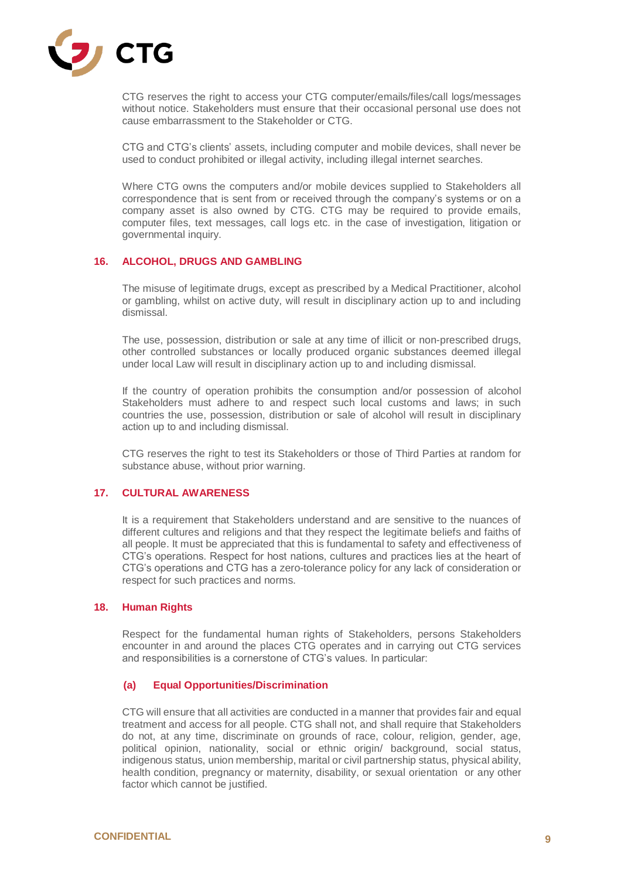CTG reserves the right to access your CTG computer/emails/files/call logs/messages without notice. Stakeholders must ensure that their occasional personal use does not cause embarrassment to the Stakeholder or CTG.

CTG and CTG's clients' assets, including computer and mobile devices, shall never be used to conduct prohibited or illegal activity, including illegal internet searches.

Where CTG owns the computers and/or mobile devices supplied to Stakeholders all correspondence that is sent from or received through the company's systems or on a company asset is also owned by CTG. CTG may be required to provide emails, computer files, text messages, call logs etc. in the case of investigation, litigation or governmental inquiry.

## 16. ALCOHOL, DRUGS AND GAMBLING

The misuse of legitimate drugs, except as prescribed by a Medical Practitioner, alcohol or gambling, whilst on active duty, will result in disciplinary action up to and including dismissal.

The use, possession, distribution or sale at any time of illicit or non-prescribed drugs, other controlled substances or locally produced organic substances deemed illegal under local Law will result in disciplinary action up to and including dismissal.

If the country of operation prohibits the consumption and/or possession of alcohol Stakeholders must adhere to and respect such local customs and laws; in such countries the use, possession, distribution or sale of alcohol will result in disciplinary action up to and including dismissal.

CTG reserves the right to test its Stakeholders or those of Third Parties at random for substance abuse, without prior warning.

## 17. CULTURAL AWARENESS

It is a requirement that Stakeholders understand and are sensitive to the nuances of different cultures and religions and that they respect the legitimate beliefs and faiths of all people. It must be appreciated that this is fundamental to safety and effectiveness of CTG's operations. Respect for host nations, cultures and practices lies at the heart of CTG's operations and CTG has a zero-tolerance policy for any lack of consideration or respect for such practices and norms.

## 18. Human Rights

Respect for the fundamental human rights of Stakeholders, persons Stakeholders encounter in and around the places CTG operates and in carrying out CTG services and responsibilities is a cornerstone of CTG's values. In particular:

### (a) Equal Opportunities/Discrimination

CTG will ensure that all activities are conducted in a manner that provides fair and equal treatment and access for all people. CTG shall not, and shall require that Stakeholders do not, at any time, discriminate on grounds of race, colour, religion, gender, age, political opinion, nationality, social or ethnic origin/ background, social status, indigenous status, union membership, marital or civil partnership status, physical ability, health condition, pregnancy or maternity, disability, or sexual orientation or any other factor which cannot be justified.

CONFIDENTIAL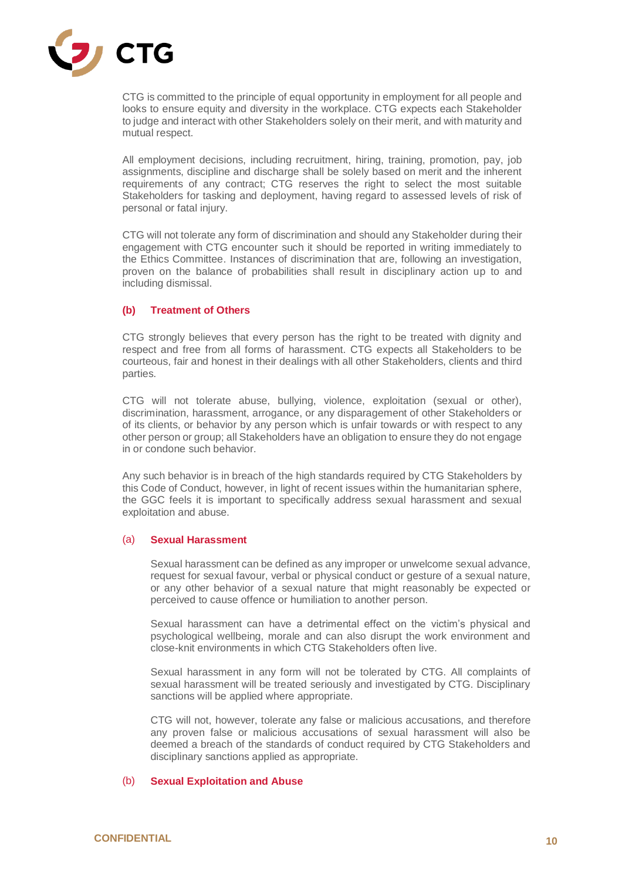CTG is committed to the principle of equal opportunity in employment for all people and looks to ensure equity and diversity in the workplace. CTG expects each Stakeholder to judge and interact with other Stakeholders solely on their merit, and with maturity and mutual respect.

All employment decisions, including recruitment, hiring, training, promotion, pay, job assignments, discipline and discharge shall be solely based on merit and the inherent requirements of any contract; CTG reserves the right to select the most suitable Stakeholders for tasking and deployment, having regard to assessed levels of risk of personal or fatal injury.

CTG will not tolerate any form of discrimination and should any Stakeholder during their engagement with CTG encounter such it should be reported in writing immediately to the Ethics Committee. Instances of discrimination that are, following an investigation, proven on the balance of probabilities shall result in disciplinary action up to and including dismissal.

### (b) Treatment of Others

CTG strongly believes that every person has the right to be treated with dignity and respect and free from all forms of harassment. CTG expects all Stakeholders to be courteous, fair and honest in their dealings with all other Stakeholders, clients and third parties.

CTG will not tolerate abuse, bullying, violence, exploitation (sexual or other), discrimination, harassment, arrogance, or any disparagement of other Stakeholders or of its clients, or behavior by any person which is unfair towards or with respect to any other person or group; all Stakeholders have an obligation to ensure they do not engage in or condone such behavior.

Any such behavior is in breach of the high standards required by CTG Stakeholders by this Code of Conduct, however, in light of recent issues within the humanitarian sphere, the GGC feels it is important to specifically address sexual harassment and sexual exploitation and abuse.

#### (a) Sexual Harassment

Sexual harassment can be defined as any improper or unwelcome sexual advance, request for sexual favour, verbal or physical conduct or gesture of a sexual nature, or any other behavior of a sexual nature that might reasonably be expected or perceived to cause offence or humiliation to another person.

Sexual harassment can have a detrimental effect on the victim's physical and psychological wellbeing, morale and can also disrupt the work environment and close-knit environments in which CTG Stakeholders often live.

Sexual harassment in any form will not be tolerated by CTG. All complaints of sexual harassment will be treated seriously and investigated by CTG. Disciplinary sanctions will be applied where appropriate.

CTG will not, however, tolerate any false or malicious accusations, and therefore any proven false or malicious accusations of sexual harassment will also be deemed a breach of the standards of conduct required by CTG Stakeholders and disciplinary sanctions applied as appropriate.

#### (b) Sexual Exploitation and Abuse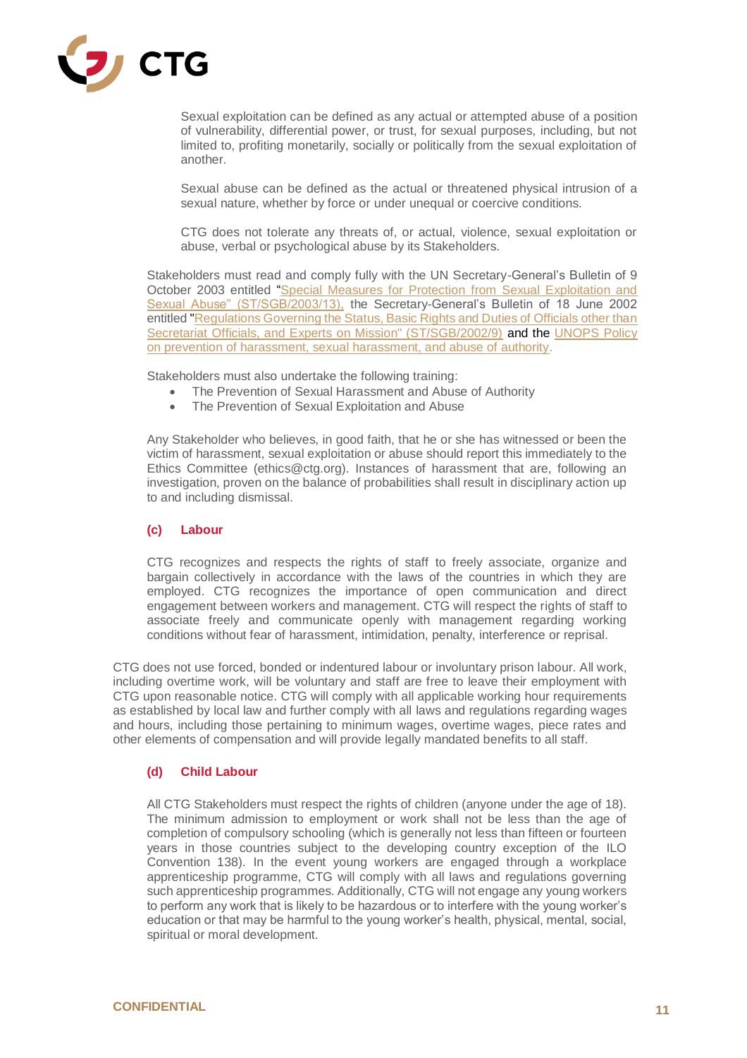Sexual exploitation can be defined as any actual or attempted abuse of a position of vulnerability, differential power, or trust, for sexual purposes, including, but not limited to, profiting monetarily, socially or politically from the sexual exploitation of another.

Sexual abuse can be defined as the actual or threatened physical intrusion of a sexual nature, whether by force or under unequal or coercive conditions.

CTG does not tolerate any threats of, or actual, violence, sexual exploitation or abuse, verbal or psychological abuse by its Stakeholders.

Stakeholders must read and comply fully with the UN Secretary-General's Bulletin of 9 October 2003 entitled "Special Measures for Protection from Sexual Exploitation and Sexual Abuse" (ST/SGB/2003/13), the Secretary-General's Bulletin of 18 June 2002 entitled "Regulations Governing the Status, Basic Rights and Duties of Officials other than Secretariat Officials, and Experts on Mission" (ST/SGB/2002/9) and the UNOPS Policy on prevention of harassment, sexual harassment, and abuse of authority.

Stakeholders must also undertake the following training:

- The Prevention of Sexual Harassment and Abuse of Authority
- The Prevention of Sexual Exploitation and Abuse

Any Stakeholder who believes, in good faith, that he or she has witnessed or been the victim of harassment, sexual exploitation or abuse should report this immediately to the Ethics Committee (ethics@ctg.org). Instances of harassment that are, following an investigation, proven on the balance of probabilities shall result in disciplinary action up to and including dismissal.

### (c) Labour

CTG recognizes and respects the rights of staff to freely associate, organize and bargain collectively in accordance with the laws of the countries in which they are employed. CTG recognizes the importance of open communication and direct engagement between workers and management. CTG will respect the rights of staff to associate freely and communicate openly with management regarding working conditions without fear of harassment, intimidation, penalty, interference or reprisal.

CTG does not use forced, bonded or indentured labour or involuntary prison labour. All work, including overtime work, will be voluntary and staff are free to leave their employment with CTG upon reasonable notice. CTG will comply with all applicable working hour requirements as established by local law and further comply with all laws and regulations regarding wages and hours, including those pertaining to minimum wages, overtime wages, piece rates and other elements of compensation and will provide legally mandated benefits to all staff.

### (d) Child Labour

All CTG Stakeholders must respect the rights of children (anyone under the age of 18). The minimum admission to employment or work shall not be less than the age of completion of compulsory schooling (which is generally not less than fifteen or fourteen years in those countries subject to the developing country exception of the ILO Convention 138). In the event young workers are engaged through a workplace apprenticeship programme, CTG will comply with all laws and regulations governing such apprenticeship programmes. Additionally, CTG will not engage any young workers to perform any work that is likely to be hazardous or to interfere with the young worker's education or that may be harmful to the young worker's health, physical, mental, social, spiritual or moral development.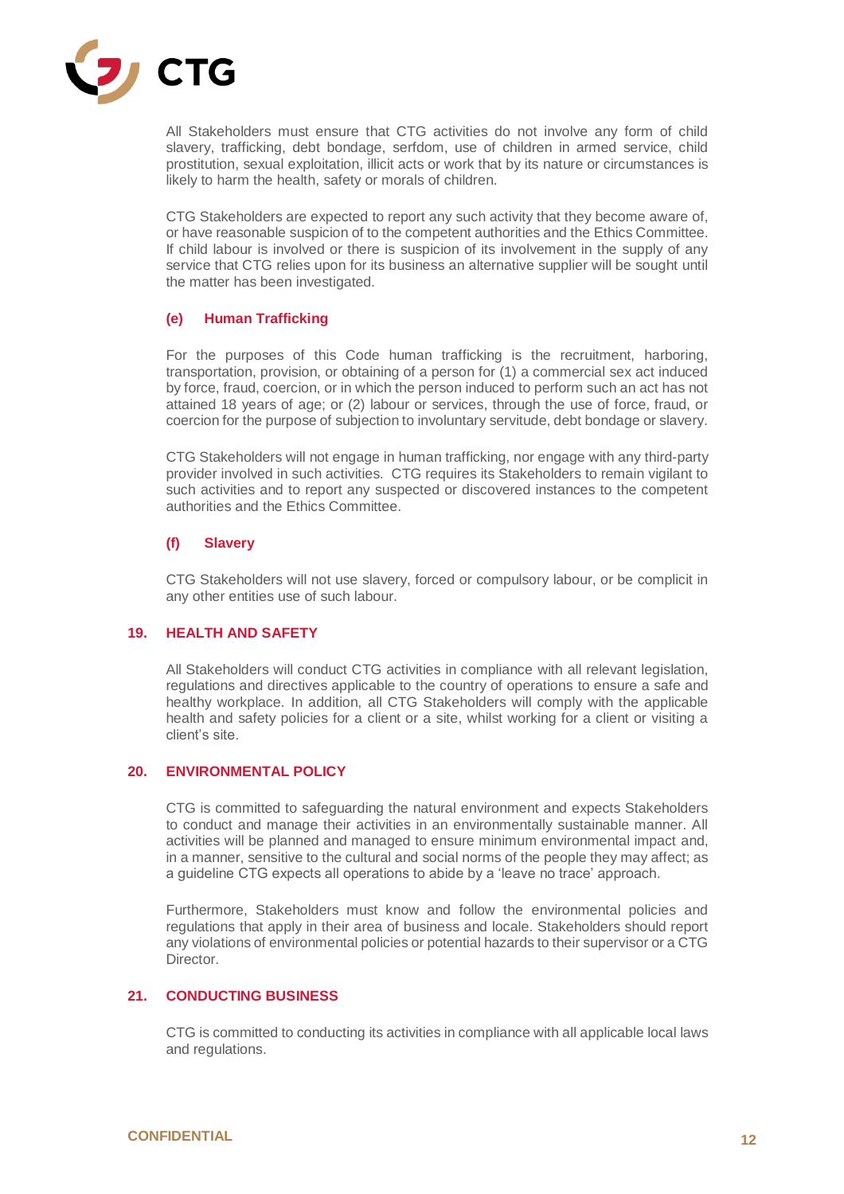All Stakeholders must ensure that CTG activities do not involve any form of child slavery, trafficking, debt bondage, serfdom, use of children in armed service, child prostitution, sexual exploitation, illicit acts or work that by its nature or circumstances is likely to harm the health, safety or morals of children.

CTG Stakeholders are expected to report any such activity that they become aware of, or have reasonable suspicion of to the competent authorities and the Ethics Committee. If child labour is involved or there is suspicion of its involvement in the supply of any service that CTG relies upon for its business an alternative supplier will be sought until the matter has been investigated.

### (e) Human Trafficking

For the purposes of this Code human trafficking is the recruitment, harboring, transportation, provision, or obtaining of a person for (1) a commercial sex act induced by force, fraud, coercion, or in which the person induced to perform such an act has not attained 18 years of age; or (2) labour or services, through the use of force, fraud, or coercion for the purpose of subjection to involuntary servitude, debt bondage or slavery.

CTG Stakeholders will not engage in human trafficking, nor engage with any third-party provider involved in such activities. CTG requires its Stakeholders to remain vigilant to such activities and to report any suspected or discovered instances to the competent authorities and the Ethics Committee.

### (f) Slavery

CTG Stakeholders will not use slavery, forced or compulsory labour, or be complicit in any other entities use of such labour.

## 19. HEALTH AND SAFETY

All Stakeholders will conduct CTG activities in compliance with all relevant legislation, regulations and directives applicable to the country of operations to ensure a safe and healthy workplace. In addition, all CTG Stakeholders will comply with the applicable health and safety policies for a client or a site, whilst working for a client or visiting a client's site.

## 20. ENVIRONMENTAL POLICY

CTG is committed to safeguarding the natural environment and expects Stakeholders to conduct and manage their activities in an environmentally sustainable manner. All activities will be planned and managed to ensure minimum environmental impact and, in a manner, sensitive to the cultural and social norms of the people they may affect; as a guideline CTG expects all operations to abide by a 'leave no trace' approach.

Furthermore, Stakeholders must know and follow the environmental policies and regulations that apply in their area of business and locale. Stakeholders should report any violations of environmental policies or potential hazards to their supervisor or a CTG Director.

## 21. CONDUCTING BUSINESS

CTG is committed to conducting its activities in compliance with all applicable local laws and regulations.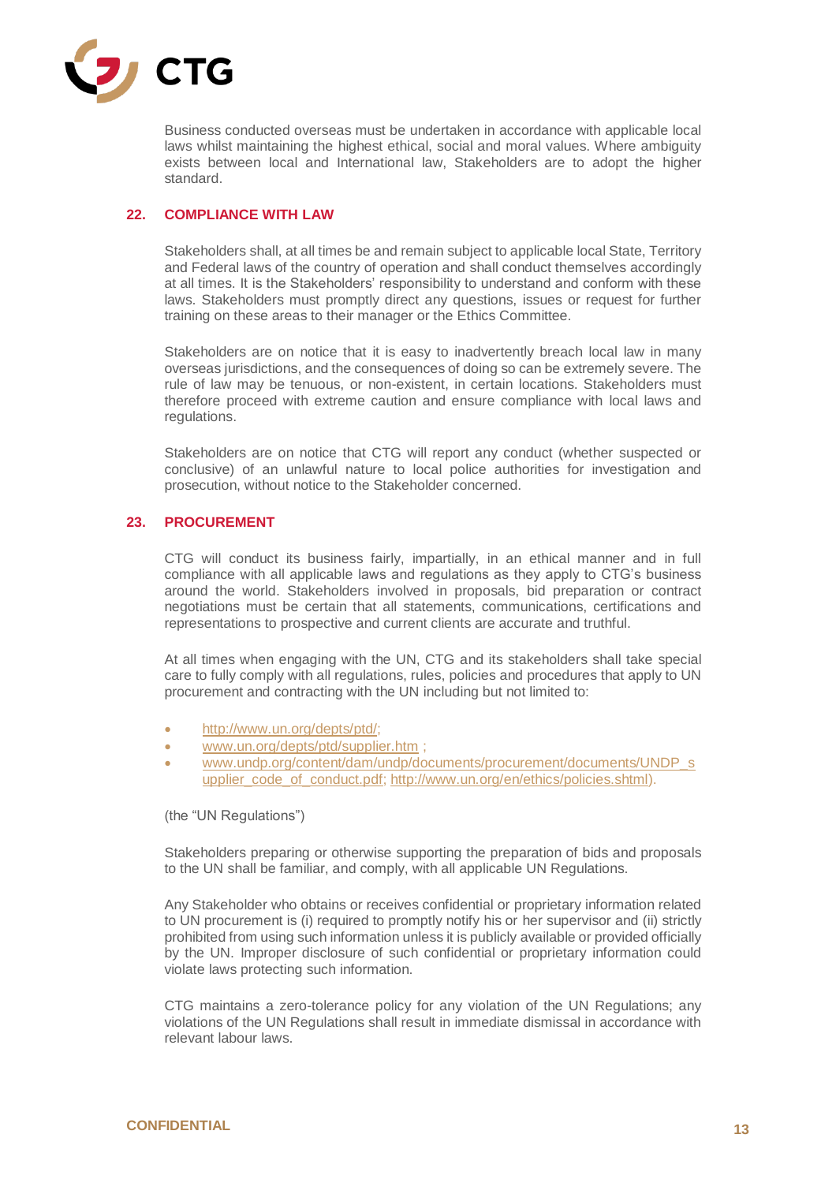Business conducted overseas must be undertaken in accordance with applicable local laws whilst maintaining the highest ethical, social and moral values. Where ambiguity exists between local and International law, Stakeholders are to adopt the higher standard.

## 22. COMPLIANCE WITH LAW

Stakeholders shall, at all times be and remain subject to applicable local State, Territory and Federal laws of the country of operation and shall conduct themselves accordingly at all times. It is the Stakeholders' responsibility to understand and conform with these laws. Stakeholders must promptly direct any questions, issues or request for further training on these areas to their manager or the Ethics Committee.

Stakeholders are on notice that it is easy to inadvertently breach local law in many overseas jurisdictions, and the consequences of doing so can be extremely severe. The rule of law may be tenuous, or non-existent, in certain locations. Stakeholders must therefore proceed with extreme caution and ensure compliance with local laws and regulations.

Stakeholders are on notice that CTG will report any conduct (whether suspected or conclusive) of an unlawful nature to local police authorities for investigation and prosecution, without notice to the Stakeholder concerned.

## 23. PROCUREMENT

CTG will conduct its business fairly, impartially, in an ethical manner and in full compliance with all applicable laws and regulations as they apply to CTG's business around the world. Stakeholders involved in proposals, bid preparation or contract negotiations must be certain that all statements, communications, certifications and representations to prospective and current clients are accurate and truthful.

At all times when engaging with the UN, CTG and its stakeholders shall take special care to fully comply with all regulations, rules, policies and procedures that apply to UN procurement and contracting with the UN including but not limited to:

- http://www.un.org/depts/ptd/;
- www.un.org/depts/ptd/supplier.htm ;
- www.undp.org/content/dam/undp/documents/procurement/documents/UNDP_supplier_code_of_conduct.pdf; http://www.un.org/en/ethics/policies.shtml).

(the "UN Regulations")

Stakeholders preparing or otherwise supporting the preparation of bids and proposals to the UN shall be familiar, and comply, with all applicable UN Regulations.

Any Stakeholder who obtains or receives confidential or proprietary information related to UN procurement is (i) required to promptly notify his or her supervisor and (ii) strictly prohibited from using such information unless it is publicly available or provided officially by the UN. Improper disclosure of such confidential or proprietary information could violate laws protecting such information.

CTG maintains a zero-tolerance policy for any violation of the UN Regulations; any violations of the UN Regulations shall result in immediate dismissal in accordance with relevant labour laws.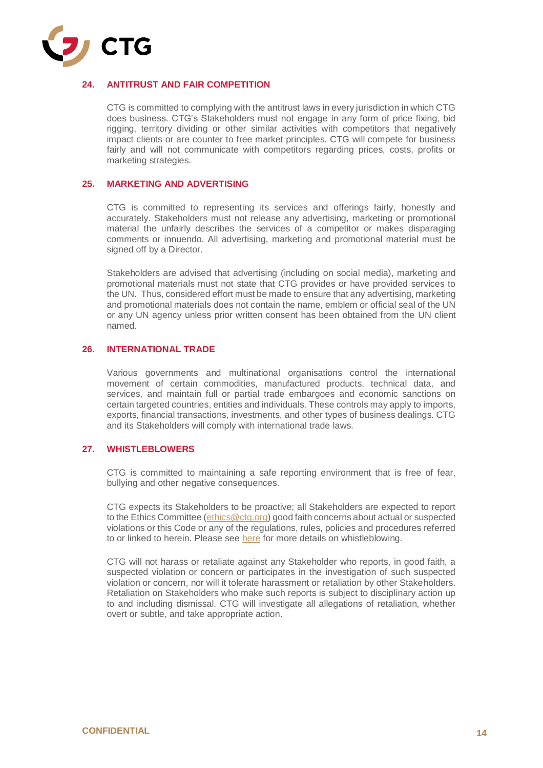## 24. ANTITRUST AND FAIR COMPETITION

CTG is committed to complying with the antitrust laws in every jurisdiction in which CTG does business. CTG's Stakeholders must not engage in any form of price fixing, bid rigging, territory dividing or other similar activities with competitors that negatively impact clients or are counter to free market principles. CTG will compete for business fairly and will not communicate with competitors regarding prices, costs, profits or marketing strategies.

## 25. MARKETING AND ADVERTISING

CTG is committed to representing its services and offerings fairly, honestly and accurately. Stakeholders must not release any advertising, marketing or promotional material the unfairly describes the services of a competitor or makes disparaging comments or innuendo. All advertising, marketing and promotional material must be signed off by a Director.

Stakeholders are advised that advertising (including on social media), marketing and promotional materials must not state that CTG provides or have provided services to the UN. Thus, considered effort must be made to ensure that any advertising, marketing and promotional materials does not contain the name, emblem or official seal of the UN or any UN agency unless prior written consent has been obtained from the UN client named.

## 26. INTERNATIONAL TRADE

Various governments and multinational organisations control the international movement of certain commodities, manufactured products, technical data, and services, and maintain full or partial trade embargoes and economic sanctions on certain targeted countries, entities and individuals. These controls may apply to imports, exports, financial transactions, investments, and other types of business dealings. CTG and its Stakeholders will comply with international trade laws.

## 27. WHISTLEBLOWERS

CTG is committed to maintaining a safe reporting environment that is free of fear, bullying and other negative consequences.

CTG expects its Stakeholders to be proactive; all Stakeholders are expected to report to the Ethics Committee (ethics@ctg.org) good faith concerns about actual or suspected violations or this Code or any of the regulations, rules, policies and procedures referred to or linked to herein. Please see here for more details on whistleblowing.

CTG will not harass or retaliate against any Stakeholder who reports, in good faith, a suspected violation or concern or participates in the investigation of such suspected violation or concern, nor will it tolerate harassment or retaliation by other Stakeholders. Retaliation on Stakeholders who make such reports is subject to disciplinary action up to and including dismissal. CTG will investigate all allegations of retaliation, whether overt or subtle, and take appropriate action.

CONFIDENTIAL